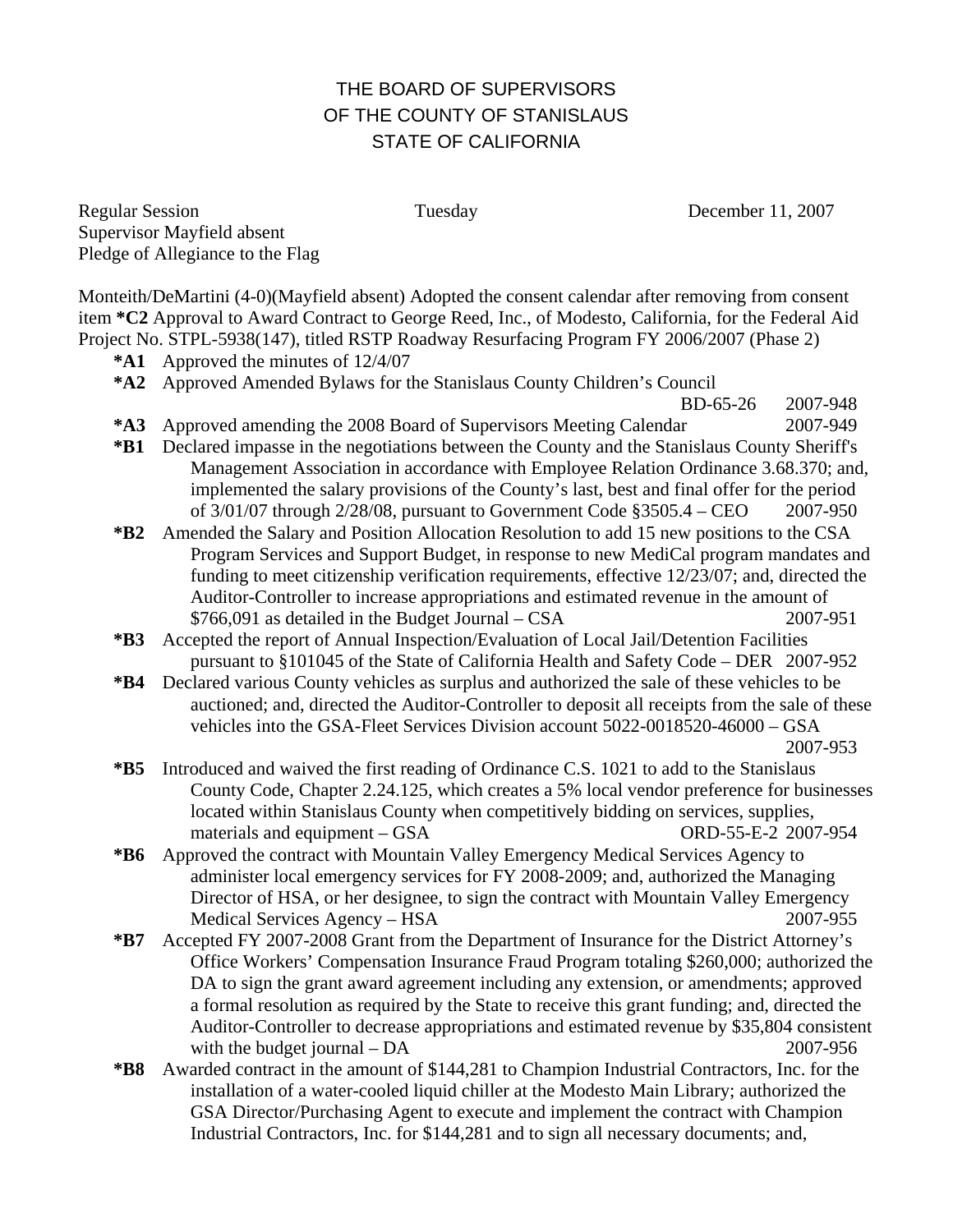# THE BOARD OF SUPERVISORS
# OF THE COUNTY OF STANISLAUS
# STATE OF CALIFORNIA

Regular Session Tuesday December 11, 2007
Supervisor Mayfield absent
Pledge of Allegiance to the Flag

Monteith/DeMartini (4-0)(Mayfield absent) Adopted the consent calendar after removing from consent item **\*C2** Approval to Award Contract to George Reed, Inc., of Modesto, California, for the Federal Aid Project No. STPL-5938(147), titled RSTP Roadway Resurfacing Program FY 2006/2007 (Phase 2)

- **\*A1** Approved the minutes of 12/4/07
- **\*A2** Approved Amended Bylaws for the Stanislaus County Children's Council BD-65-26 2007-948
- **\*A3** Approved amending the 2008 Board of Supervisors Meeting Calendar 2007-949
- **\*B1** Declared impasse in the negotiations between the County and the Stanislaus County Sheriff's Management Association in accordance with Employee Relation Ordinance 3.68.370; and, implemented the salary provisions of the County's last, best and final offer for the period of 3/01/07 through 2/28/08, pursuant to Government Code §3505.4 – CEO 2007-950
- **\*B2** Amended the Salary and Position Allocation Resolution to add 15 new positions to the CSA Program Services and Support Budget, in response to new MediCal program mandates and funding to meet citizenship verification requirements, effective 12/23/07; and, directed the Auditor-Controller to increase appropriations and estimated revenue in the amount of $766,091 as detailed in the Budget Journal – CSA 2007-951
- **\*B3** Accepted the report of Annual Inspection/Evaluation of Local Jail/Detention Facilities pursuant to §101045 of the State of California Health and Safety Code – DER 2007-952
- **\*B4** Declared various County vehicles as surplus and authorized the sale of these vehicles to be auctioned; and, directed the Auditor-Controller to deposit all receipts from the sale of these vehicles into the GSA-Fleet Services Division account 5022-0018520-46000 – GSA 2007-953
- **\*B5** Introduced and waived the first reading of Ordinance C.S. 1021 to add to the Stanislaus County Code, Chapter 2.24.125, which creates a 5% local vendor preference for businesses located within Stanislaus County when competitively bidding on services, supplies, materials and equipment – GSA ORD-55-E-2 2007-954
- **\*B6** Approved the contract with Mountain Valley Emergency Medical Services Agency to administer local emergency services for FY 2008-2009; and, authorized the Managing Director of HSA, or her designee, to sign the contract with Mountain Valley Emergency Medical Services Agency – HSA 2007-955
- **\*B7** Accepted FY 2007-2008 Grant from the Department of Insurance for the District Attorney's Office Workers' Compensation Insurance Fraud Program totaling $260,000; authorized the DA to sign the grant award agreement including any extension, or amendments; approved a formal resolution as required by the State to receive this grant funding; and, directed the Auditor-Controller to decrease appropriations and estimated revenue by $35,804 consistent with the budget journal – DA 2007-956
- **\*B8** Awarded contract in the amount of $144,281 to Champion Industrial Contractors, Inc. for the installation of a water-cooled liquid chiller at the Modesto Main Library; authorized the GSA Director/Purchasing Agent to execute and implement the contract with Champion Industrial Contractors, Inc. for $144,281 and to sign all necessary documents; and,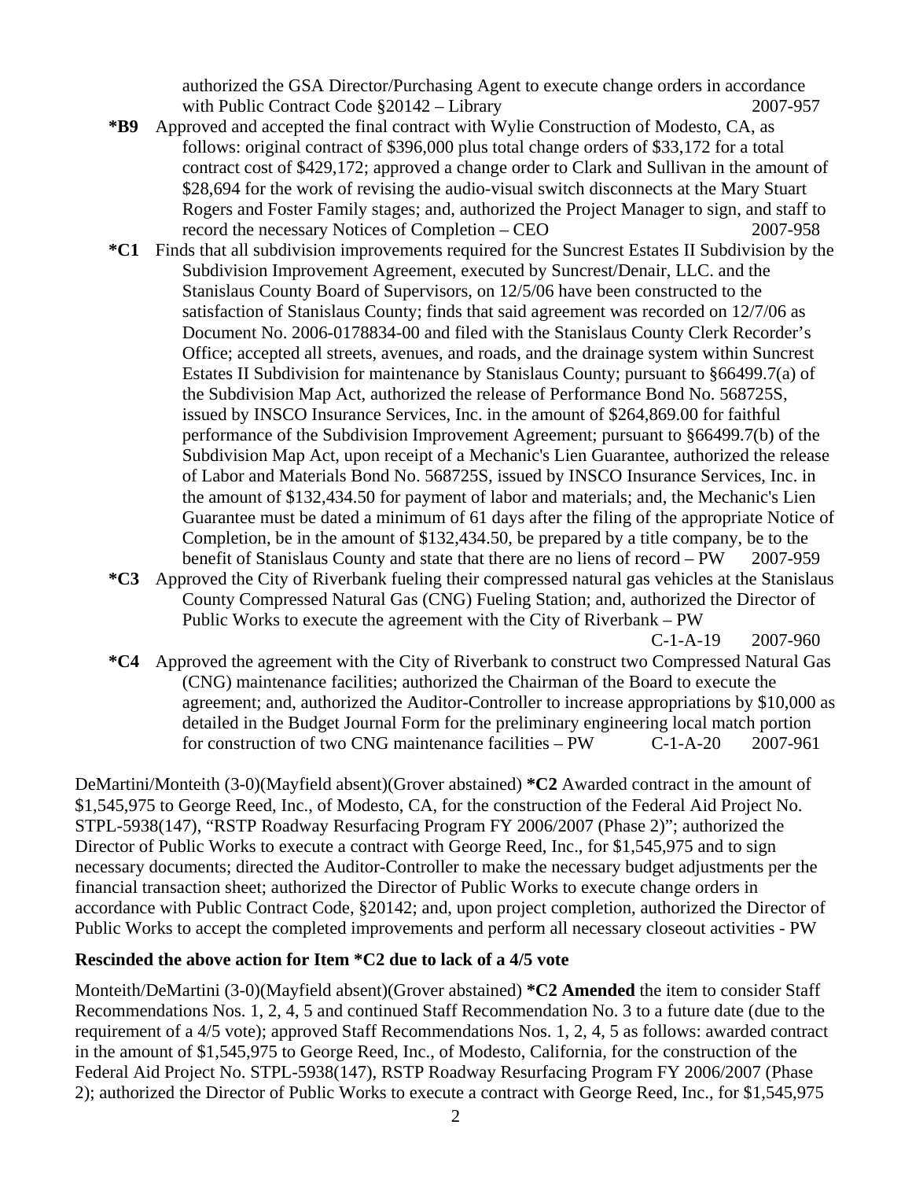authorized the GSA Director/Purchasing Agent to execute change orders in accordance with Public Contract Code §20142 – Library 2007-957

**\*B9** Approved and accepted the final contract with Wylie Construction of Modesto, CA, as follows: original contract of $396,000 plus total change orders of $33,172 for a total contract cost of $429,172; approved a change order to Clark and Sullivan in the amount of $28,694 for the work of revising the audio-visual switch disconnects at the Mary Stuart Rogers and Foster Family stages; and, authorized the Project Manager to sign, and staff to record the necessary Notices of Completion – CEO 2007-958

**\*C1** Finds that all subdivision improvements required for the Suncrest Estates II Subdivision by the Subdivision Improvement Agreement, executed by Suncrest/Denair, LLC. and the Stanislaus County Board of Supervisors, on 12/5/06 have been constructed to the satisfaction of Stanislaus County; finds that said agreement was recorded on 12/7/06 as Document No. 2006-0178834-00 and filed with the Stanislaus County Clerk Recorder's Office; accepted all streets, avenues, and roads, and the drainage system within Suncrest Estates II Subdivision for maintenance by Stanislaus County; pursuant to §66499.7(a) of the Subdivision Map Act, authorized the release of Performance Bond No. 568725S, issued by INSCO Insurance Services, Inc. in the amount of $264,869.00 for faithful performance of the Subdivision Improvement Agreement; pursuant to §66499.7(b) of the Subdivision Map Act, upon receipt of a Mechanic's Lien Guarantee, authorized the release of Labor and Materials Bond No. 568725S, issued by INSCO Insurance Services, Inc. in the amount of $132,434.50 for payment of labor and materials; and, the Mechanic's Lien Guarantee must be dated a minimum of 61 days after the filing of the appropriate Notice of Completion, be in the amount of $132,434.50, be prepared by a title company, be to the benefit of Stanislaus County and state that there are no liens of record – PW 2007-959

**\*C3** Approved the City of Riverbank fueling their compressed natural gas vehicles at the Stanislaus County Compressed Natural Gas (CNG) Fueling Station; and, authorized the Director of Public Works to execute the agreement with the City of Riverbank – PW C-1-A-19 2007-960

**\*C4** Approved the agreement with the City of Riverbank to construct two Compressed Natural Gas (CNG) maintenance facilities; authorized the Chairman of the Board to execute the agreement; and, authorized the Auditor-Controller to increase appropriations by $10,000 as detailed in the Budget Journal Form for the preliminary engineering local match portion for construction of two CNG maintenance facilities – PW C-1-A-20 2007-961

DeMartini/Monteith (3-0)(Mayfield absent)(Grover abstained) **\*C2** Awarded contract in the amount of $1,545,975 to George Reed, Inc., of Modesto, CA, for the construction of the Federal Aid Project No. STPL-5938(147), "RSTP Roadway Resurfacing Program FY 2006/2007 (Phase 2)"; authorized the Director of Public Works to execute a contract with George Reed, Inc., for $1,545,975 and to sign necessary documents; directed the Auditor-Controller to make the necessary budget adjustments per the financial transaction sheet; authorized the Director of Public Works to execute change orders in accordance with Public Contract Code, §20142; and, upon project completion, authorized the Director of Public Works to accept the completed improvements and perform all necessary closeout activities - PW

**Rescinded the above action for Item \*C2 due to lack of a 4/5 vote**

Monteith/DeMartini (3-0)(Mayfield absent)(Grover abstained) **\*C2 Amended** the item to consider Staff Recommendations Nos. 1, 2, 4, 5 and continued Staff Recommendation No. 3 to a future date (due to the requirement of a 4/5 vote); approved Staff Recommendations Nos. 1, 2, 4, 5 as follows: awarded contract in the amount of $1,545,975 to George Reed, Inc., of Modesto, California, for the construction of the Federal Aid Project No. STPL-5938(147), RSTP Roadway Resurfacing Program FY 2006/2007 (Phase 2); authorized the Director of Public Works to execute a contract with George Reed, Inc., for $1,545,975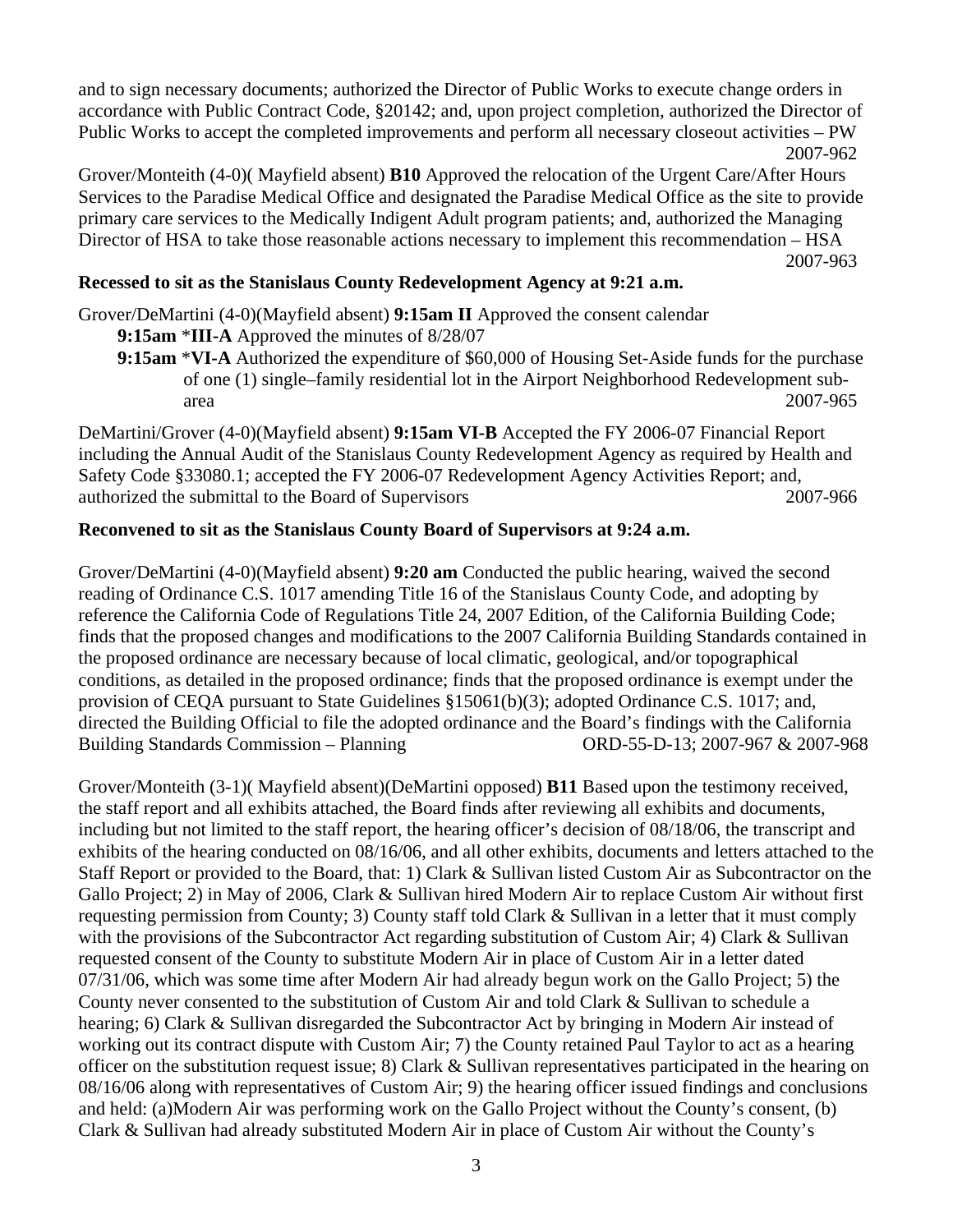and to sign necessary documents; authorized the Director of Public Works to execute change orders in accordance with Public Contract Code, §20142; and, upon project completion, authorized the Director of Public Works to accept the completed improvements and perform all necessary closeout activities – PW
2007-962

Grover/Monteith (4-0)( Mayfield absent) **B10** Approved the relocation of the Urgent Care/After Hours Services to the Paradise Medical Office and designated the Paradise Medical Office as the site to provide primary care services to the Medically Indigent Adult program patients; and, authorized the Managing Director of HSA to take those reasonable actions necessary to implement this recommendation – HSA
2007-963

**Recessed to sit as the Stanislaus County Redevelopment Agency at 9:21 a.m.**

Grover/DeMartini (4-0)(Mayfield absent) **9:15am II** Approved the consent calendar

**9:15am** ***III-A** Approved the minutes of 8/28/07

**9:15am** ***VI-A** Authorized the expenditure of $60,000 of Housing Set-Aside funds for the purchase of one (1) single–family residential lot in the Airport Neighborhood Redevelopment sub-area 2007-965

DeMartini/Grover (4-0)(Mayfield absent) **9:15am VI-B** Accepted the FY 2006-07 Financial Report including the Annual Audit of the Stanislaus County Redevelopment Agency as required by Health and Safety Code §33080.1; accepted the FY 2006-07 Redevelopment Agency Activities Report; and, authorized the submittal to the Board of Supervisors 2007-966

**Reconvened to sit as the Stanislaus County Board of Supervisors at 9:24 a.m.**

Grover/DeMartini (4-0)(Mayfield absent) **9:20 am** Conducted the public hearing, waived the second reading of Ordinance C.S. 1017 amending Title 16 of the Stanislaus County Code, and adopting by reference the California Code of Regulations Title 24, 2007 Edition, of the California Building Code; finds that the proposed changes and modifications to the 2007 California Building Standards contained in the proposed ordinance are necessary because of local climatic, geological, and/or topographical conditions, as detailed in the proposed ordinance; finds that the proposed ordinance is exempt under the provision of CEQA pursuant to State Guidelines §15061(b)(3); adopted Ordinance C.S. 1017; and, directed the Building Official to file the adopted ordinance and the Board's findings with the California Building Standards Commission – Planning ORD-55-D-13; 2007-967 & 2007-968

Grover/Monteith (3-1)( Mayfield absent)(DeMartini opposed) **B11** Based upon the testimony received, the staff report and all exhibits attached, the Board finds after reviewing all exhibits and documents, including but not limited to the staff report, the hearing officer's decision of 08/18/06, the transcript and exhibits of the hearing conducted on 08/16/06, and all other exhibits, documents and letters attached to the Staff Report or provided to the Board, that: 1) Clark & Sullivan listed Custom Air as Subcontractor on the Gallo Project; 2) in May of 2006, Clark & Sullivan hired Modern Air to replace Custom Air without first requesting permission from County; 3) County staff told Clark & Sullivan in a letter that it must comply with the provisions of the Subcontractor Act regarding substitution of Custom Air; 4) Clark & Sullivan requested consent of the County to substitute Modern Air in place of Custom Air in a letter dated 07/31/06, which was some time after Modern Air had already begun work on the Gallo Project; 5) the County never consented to the substitution of Custom Air and told Clark & Sullivan to schedule a hearing; 6) Clark & Sullivan disregarded the Subcontractor Act by bringing in Modern Air instead of working out its contract dispute with Custom Air; 7) the County retained Paul Taylor to act as a hearing officer on the substitution request issue; 8) Clark & Sullivan representatives participated in the hearing on 08/16/06 along with representatives of Custom Air; 9) the hearing officer issued findings and conclusions and held: (a)Modern Air was performing work on the Gallo Project without the County's consent, (b) Clark & Sullivan had already substituted Modern Air in place of Custom Air without the County's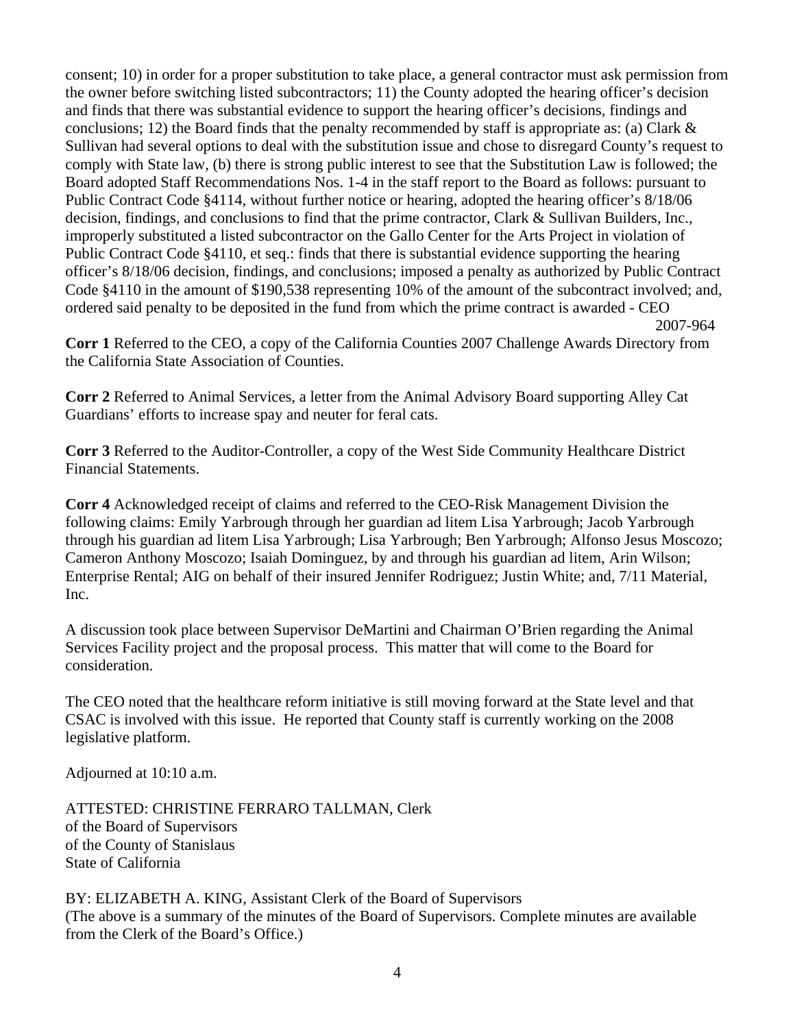consent; 10) in order for a proper substitution to take place, a general contractor must ask permission from the owner before switching listed subcontractors; 11) the County adopted the hearing officer's decision and finds that there was substantial evidence to support the hearing officer's decisions, findings and conclusions; 12) the Board finds that the penalty recommended by staff is appropriate as: (a) Clark & Sullivan had several options to deal with the substitution issue and chose to disregard County's request to comply with State law, (b) there is strong public interest to see that the Substitution Law is followed; the Board adopted Staff Recommendations Nos. 1-4 in the staff report to the Board as follows: pursuant to Public Contract Code §4114, without further notice or hearing, adopted the hearing officer's 8/18/06 decision, findings, and conclusions to find that the prime contractor, Clark & Sullivan Builders, Inc., improperly substituted a listed subcontractor on the Gallo Center for the Arts Project in violation of Public Contract Code §4110, et seq.: finds that there is substantial evidence supporting the hearing officer's 8/18/06 decision, findings, and conclusions; imposed a penalty as authorized by Public Contract Code §4110 in the amount of $190,538 representing 10% of the amount of the subcontract involved; and, ordered said penalty to be deposited in the fund from which the prime contract is awarded - CEO
2007-964

**Corr 1** Referred to the CEO, a copy of the California Counties 2007 Challenge Awards Directory from the California State Association of Counties.

**Corr 2** Referred to Animal Services, a letter from the Animal Advisory Board supporting Alley Cat Guardians' efforts to increase spay and neuter for feral cats.

**Corr 3** Referred to the Auditor-Controller, a copy of the West Side Community Healthcare District Financial Statements.

**Corr 4** Acknowledged receipt of claims and referred to the CEO-Risk Management Division the following claims: Emily Yarbrough through her guardian ad litem Lisa Yarbrough; Jacob Yarbrough through his guardian ad litem Lisa Yarbrough; Lisa Yarbrough; Ben Yarbrough; Alfonso Jesus Moscozo; Cameron Anthony Moscozo; Isaiah Dominguez, by and through his guardian ad litem, Arin Wilson; Enterprise Rental; AIG on behalf of their insured Jennifer Rodriguez; Justin White; and, 7/11 Material, Inc.

A discussion took place between Supervisor DeMartini and Chairman O'Brien regarding the Animal Services Facility project and the proposal process. This matter that will come to the Board for consideration.

The CEO noted that the healthcare reform initiative is still moving forward at the State level and that CSAC is involved with this issue. He reported that County staff is currently working on the 2008 legislative platform.

Adjourned at 10:10 a.m.

ATTESTED: CHRISTINE FERRARO TALLMAN, Clerk
of the Board of Supervisors
of the County of Stanislaus
State of California

BY: ELIZABETH A. KING, Assistant Clerk of the Board of Supervisors
(The above is a summary of the minutes of the Board of Supervisors. Complete minutes are available from the Clerk of the Board's Office.)